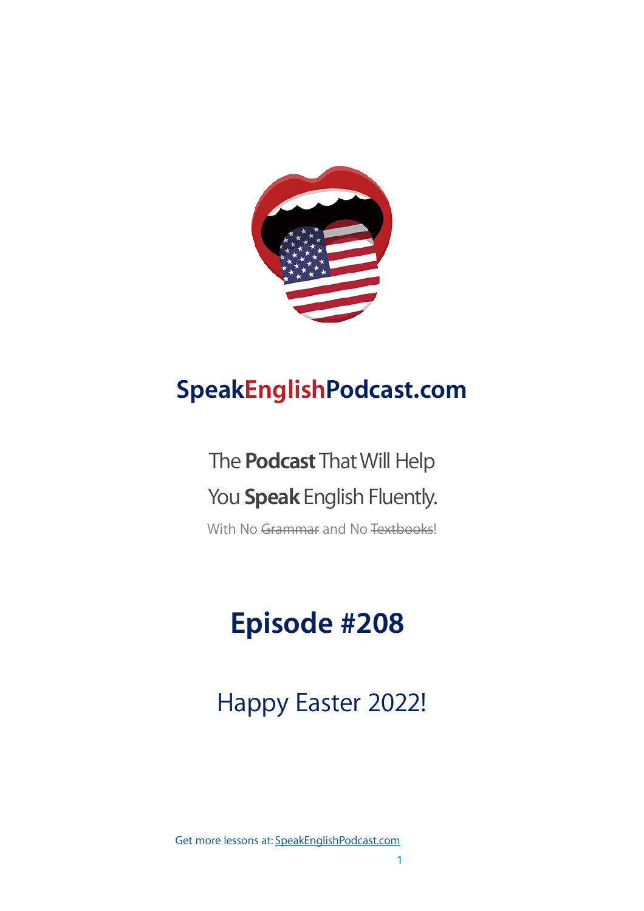# SpeakEnglishPodcast.com

The **Podcast** That Will Help You **Speak** English Fluently.

With No ~~Grammar~~ and No ~~Textbooks~~!

## Episode #208

## Happy Easter 2022!

Get more lessons at: SpeakEnglishPodcast.com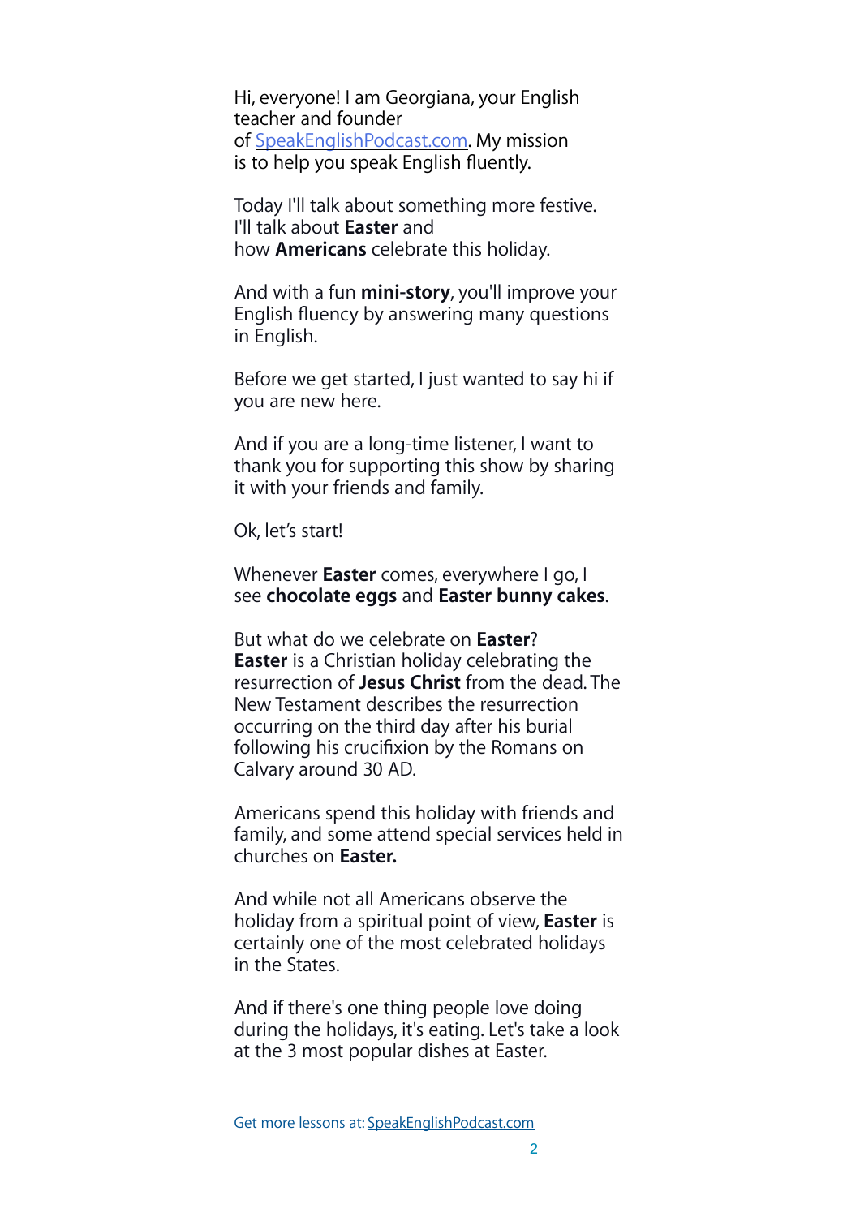Hi, everyone! I am Georgiana, your English teacher and founder of [SpeakEnglishPodcast.com](https://SpeakEnglishPodcast.com). My mission is to help you speak English fluently.

Today I'll talk about something more festive. I'll talk about **Easter** and how **Americans** celebrate this holiday.

And with a fun **mini-story**, you'll improve your English fluency by answering many questions in English.

Before we get started, I just wanted to say hi if you are new here.

And if you are a long-time listener, I want to thank you for supporting this show by sharing it with your friends and family.

Ok, let's start!

Whenever **Easter** comes, everywhere I go, I see **chocolate eggs** and **Easter bunny cakes**.

But what do we celebrate on **Easter**? **Easter** is a Christian holiday celebrating the resurrection of **Jesus Christ** from the dead. The New Testament describes the resurrection occurring on the third day after his burial following his crucifixion by the Romans on Calvary around 30 AD.

Americans spend this holiday with friends and family, and some attend special services held in churches on **Easter.**

And while not all Americans observe the holiday from a spiritual point of view, **Easter** is certainly one of the most celebrated holidays in the States.

And if there's one thing people love doing during the holidays, it's eating. Let's take a look at the 3 most popular dishes at Easter.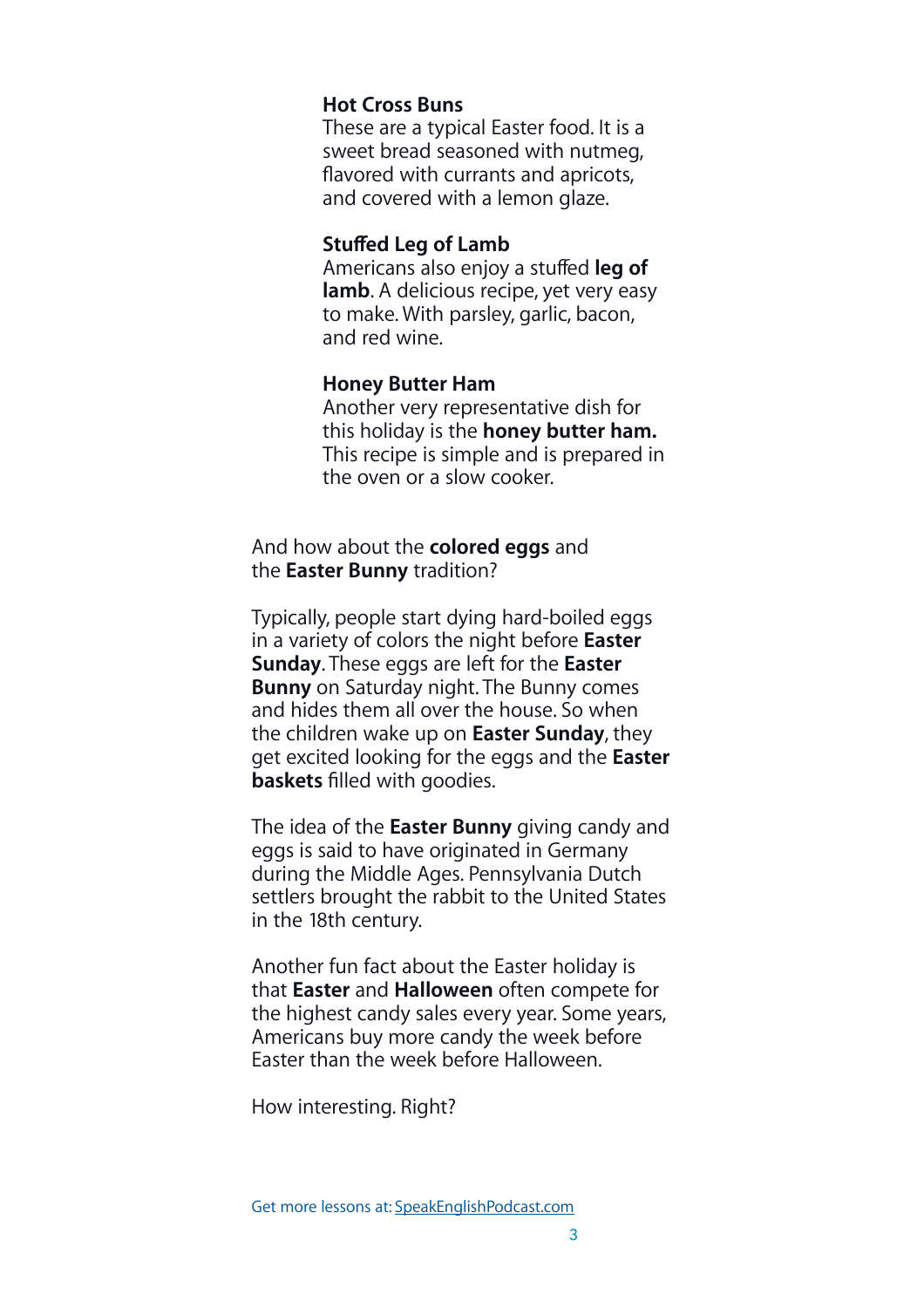### Hot Cross Buns

These are a typical Easter food. It is a sweet bread seasoned with nutmeg, flavored with currants and apricots, and covered with a lemon glaze.

### Stuffed Leg of Lamb

Americans also enjoy a stuffed **leg of lamb**. A delicious recipe, yet very easy to make. With parsley, garlic, bacon, and red wine.

### Honey Butter Ham

Another very representative dish for this holiday is the **honey butter ham.** This recipe is simple and is prepared in the oven or a slow cooker.

And how about the **colored eggs** and the **Easter Bunny** tradition?

Typically, people start dying hard-boiled eggs in a variety of colors the night before **Easter Sunday**. These eggs are left for the **Easter Bunny** on Saturday night. The Bunny comes and hides them all over the house. So when the children wake up on **Easter Sunday**, they get excited looking for the eggs and the **Easter baskets** filled with goodies.

The idea of the **Easter Bunny** giving candy and eggs is said to have originated in Germany during the Middle Ages. Pennsylvania Dutch settlers brought the rabbit to the United States in the 18th century.

Another fun fact about the Easter holiday is that **Easter** and **Halloween** often compete for the highest candy sales every year. Some years, Americans buy more candy the week before Easter than the week before Halloween.

How interesting. Right?

Get more lessons at: SpeakEnglishPodcast.com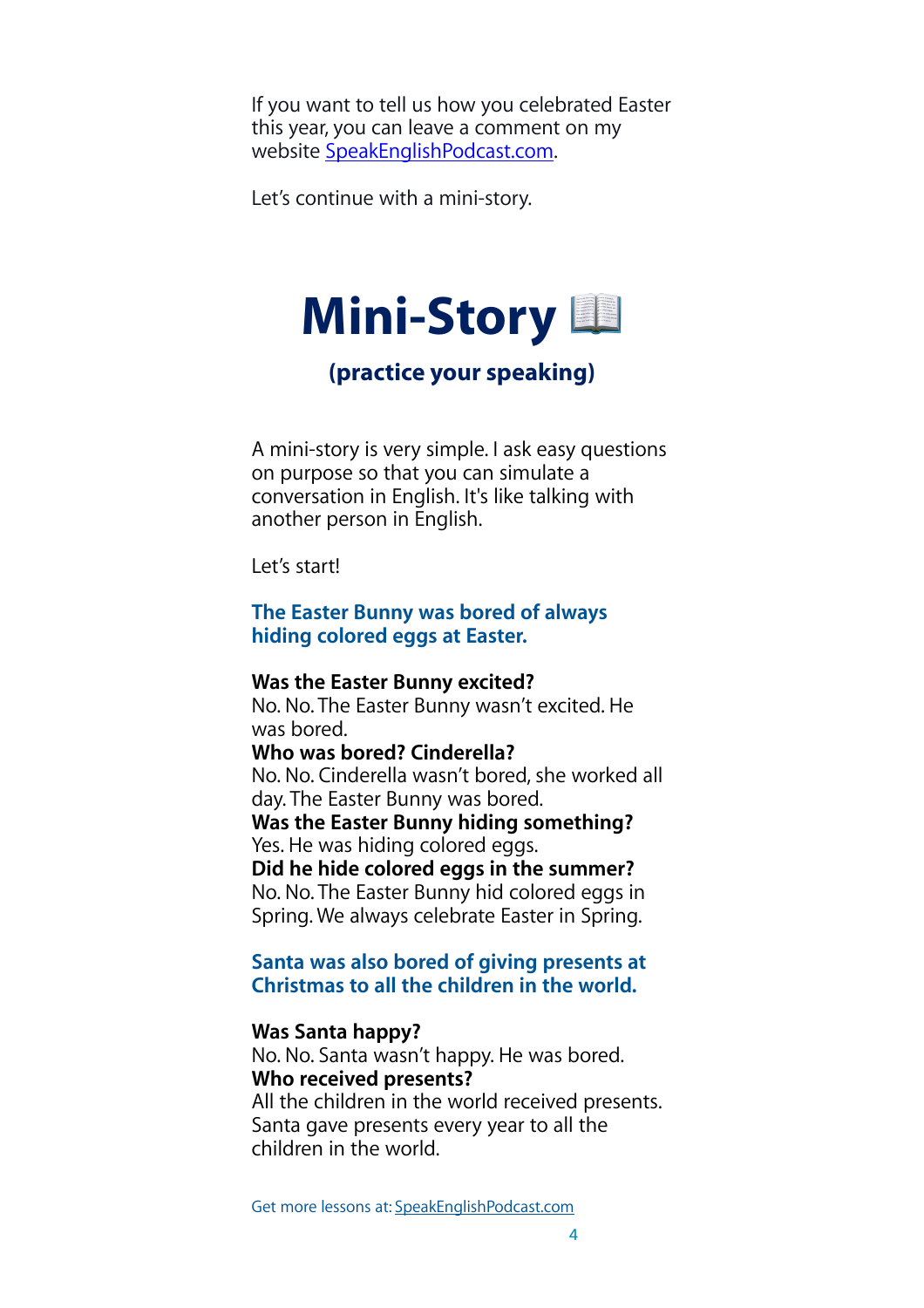If you want to tell us how you celebrated Easter this year, you can leave a comment on my website [SpeakEnglishPodcast.com](SpeakEnglishPodcast.com).

Let's continue with a mini-story.

# Mini-Story 📖

### (practice your speaking)

A mini-story is very simple. I ask easy questions on purpose so that you can simulate a conversation in English. It's like talking with another person in English.

Let's start!

**The Easter Bunny was bored of always hiding colored eggs at Easter.**

**Was the Easter Bunny excited?**
No. No. The Easter Bunny wasn't excited. He was bored.
**Who was bored? Cinderella?**
No. No. Cinderella wasn't bored, she worked all day. The Easter Bunny was bored.
**Was the Easter Bunny hiding something?**
Yes. He was hiding colored eggs.
**Did he hide colored eggs in the summer?**
No. No. The Easter Bunny hid colored eggs in Spring. We always celebrate Easter in Spring.

**Santa was also bored of giving presents at Christmas to all the children in the world.**

**Was Santa happy?**
No. No. Santa wasn't happy. He was bored.
**Who received presents?**
All the children in the world received presents. Santa gave presents every year to all the children in the world.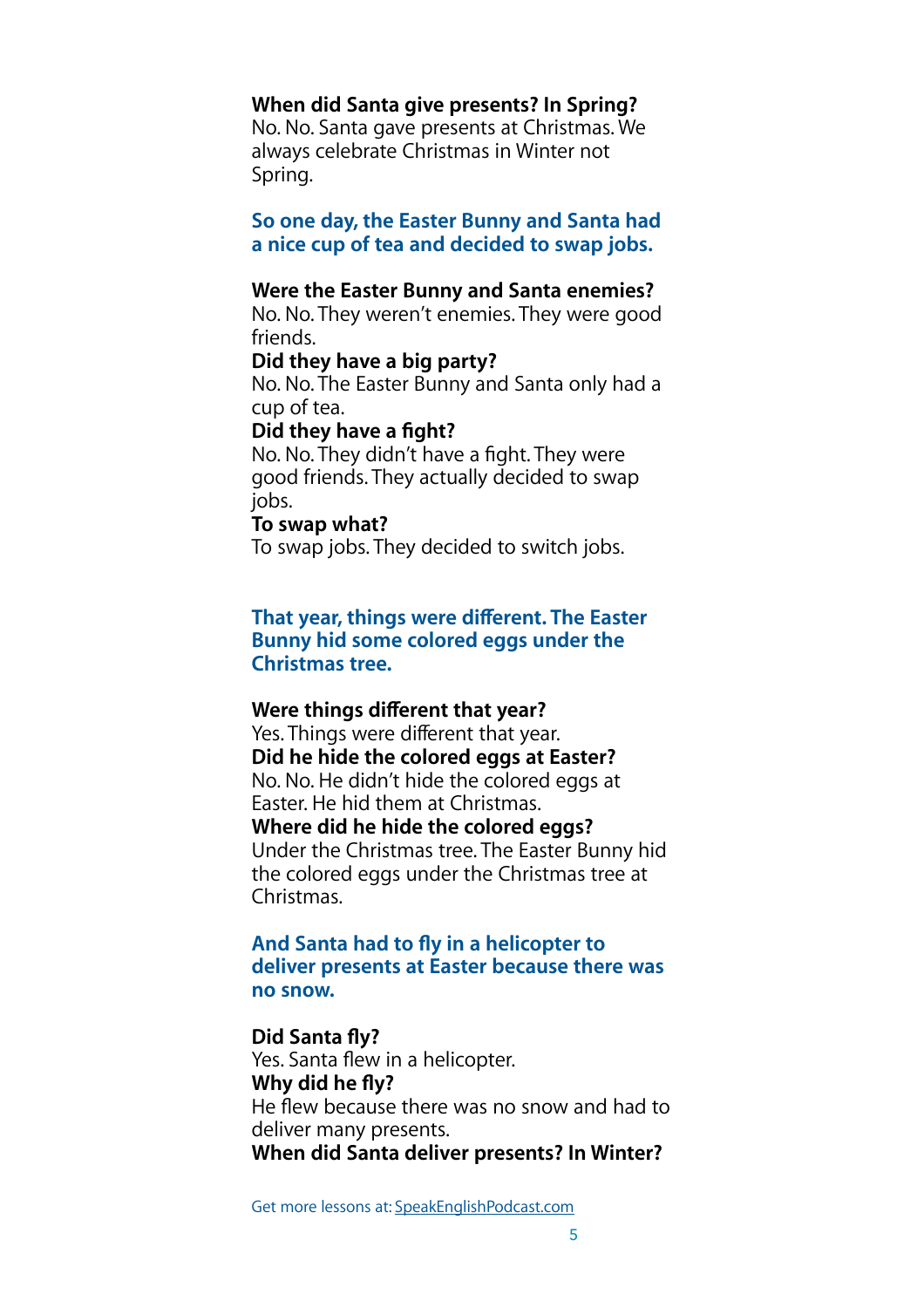**When did Santa give presents? In Spring?**
No. No. Santa gave presents at Christmas. We always celebrate Christmas in Winter not Spring.

**So one day, the Easter Bunny and Santa had a nice cup of tea and decided to swap jobs.**

**Were the Easter Bunny and Santa enemies?**
No. No. They weren't enemies. They were good friends.
**Did they have a big party?**
No. No. The Easter Bunny and Santa only had a cup of tea.
**Did they have a fight?**
No. No. They didn't have a fight. They were good friends. They actually decided to swap jobs.
**To swap what?**
To swap jobs. They decided to switch jobs.

**That year, things were different. The Easter Bunny hid some colored eggs under the Christmas tree.**

**Were things different that year?**
Yes. Things were different that year.
**Did he hide the colored eggs at Easter?**
No. No. He didn't hide the colored eggs at Easter. He hid them at Christmas.
**Where did he hide the colored eggs?**
Under the Christmas tree. The Easter Bunny hid the colored eggs under the Christmas tree at Christmas.

**And Santa had to fly in a helicopter to deliver presents at Easter because there was no snow.**

**Did Santa fly?**
Yes. Santa flew in a helicopter.
**Why did he fly?**
He flew because there was no snow and had to deliver many presents.
**When did Santa deliver presents? In Winter?**

Get more lessons at: SpeakEnglishPodcast.com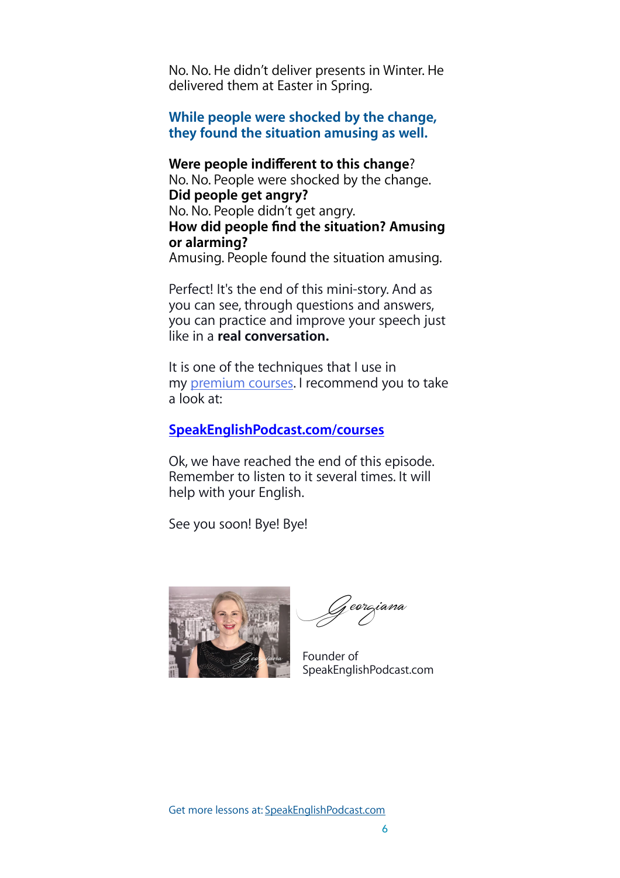No. No. He didn't deliver presents in Winter. He delivered them at Easter in Spring.

**While people were shocked by the change, they found the situation amusing as well.**

**Were people indifferent to this change**?
No. No. People were shocked by the change.
**Did people get angry?**
No. No. People didn't get angry.
**How did people find the situation? Amusing or alarming?**
Amusing. People found the situation amusing.

Perfect! It's the end of this mini-story. And as you can see, through questions and answers, you can practice and improve your speech just like in a **real conversation.**

It is one of the techniques that I use in my premium courses. I recommend you to take a look at:

**SpeakEnglishPodcast.com/courses**

Ok, we have reached the end of this episode. Remember to listen to it several times. It will help with your English.

See you soon! Bye! Bye!

Georgiana

Founder of SpeakEnglishPodcast.com

Get more lessons at: SpeakEnglishPodcast.com